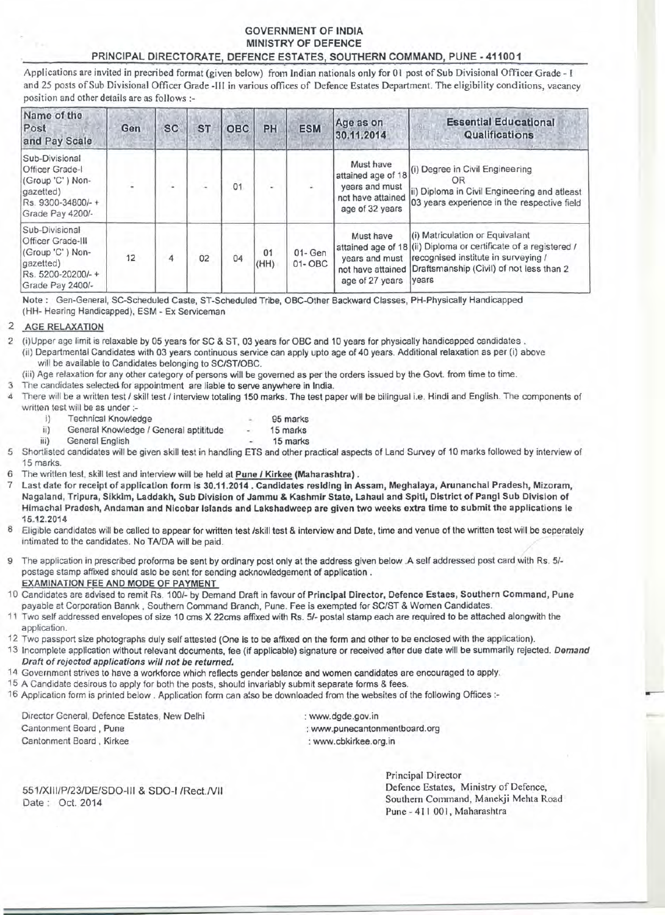# GOVERNMENT OF INDIA
## MINISTRY OF DEFENCE
### PRINCIPAL DIRECTORATE, DEFENCE ESTATES, SOUTHERN COMMAND, PUNE - 411001

Applications are invited in precribed format (given below) from Indian nationals only for 01 post of Sub Divisional Officer Grade - I and 25 posts of Sub Divisional Officer Grade -III in various offices of Defence Estates Department. The eligibility conditions, vacancy position and other details are as follows :-

| Name of the Post and Pay Scale | Gen | SC | ST | OBC | PH | ESM | Age as on 30.11.2014 | Essential Educational Qualifications |
|---|---|---|---|---|---|---|---|---|
| Sub-Divisional Officer Grade-I (Group 'C' ) Non-gazetted) Rs. 9300-34800/- + Grade Pay 4200/- | - | - | - | 01 | - | - | Must have attained age of 18 years and must not have attained age of 32 years | (i) Degree in Civil Engineering OR ii) Diploma in Civil Engineering and atleast 03 years experience in the respective field |
| Sub-Divisional Officer Grade-III (Group 'C' ) Non-gazetted) Rs. 5200-20200/- + Grade Pay 2400/- | 12 | 4 | 02 | 04 | 01 (HH) | 01- Gen 01- OBC | Must have attained age of 18 years and must not have attained age of 27 years | (i) Matriculation or Equivalant (ii) Diploma or certificate of a registered / recognised institute in surveying / Draftsmanship (Civil) of not less than 2 years |

Note : Gen-General, SC-Scheduled Caste, ST-Scheduled Tribe, OBC-Other Backward Classes, PH-Physically Handicapped (HH- Hearing Handicapped), ESM - Ex Serviceman

2 **AGE RELAXATION**

2 (i)Upper age limit is relaxable by 05 years for SC & ST, 03 years for OBC and 10 years for physically handicapped candidates .
(ii) Departmental Candidates with 03 years continuous service can apply upto age of 40 years. Additional relaxation as per (i) above will be available to Candidates belonging to SC/ST/OBC.
(iii) Age relaxation for any other category of persons will be governed as per the orders issued by the Govt. from time to time.

3 The candidates selected for appointment are liable to serve anywhere in India.

4 There will be a written test / skill test / interview totaling 150 marks. The test paper will be bilingual i.e. Hindi and English. The components of written test will be as under :-

- i) Technical Knowledge - 95 marks
- ii) General Knowledge / General aptititude - 15 marks
- iii) General English - 15 marks

5 Shortlisted candidates will be given skill test in handling ETS and other practical aspects of Land Survey of 10 marks followed by interview of 15 marks.

6 The written test, skill test and interview will be held at **Pune / Kirkee (Maharashtra)** .

7 **Last date for receipt of application form is 30.11.2014 . Candidates residing in Assam, Meghalaya, Arunanchal Pradesh, Mizoram, Nagaland, Tripura, Sikkim, Laddakh, Sub Division of Jammu & Kashmir State, Lahaul and Spiti, District of Pangi Sub Division of Himachal Pradesh, Andaman and Nicobar Islands and Lakshadweep are given two weeks extra time to submit the applications ie 15.12.2014**

8 Eligible candidates will be called to appear for written test /skill test & interview and Date, time and venue of the written test will be seperately intimated to the candidates. No TA/DA will be paid.

9 The application in prescribed proforma be sent by ordinary post only at the address given below .A self addressed post card with Rs. 5/- postage stamp affixed should aslo be sent for sending acknowledgement of application .

**EXAMINATION FEE AND MODE OF PAYMENT**

10 Candidates are advised to remit Rs. 100/- by Demand Draft in favour of **Principal Director, Defence Estaes, Southern Command**, Pune payable at Corporation Bannk , Southern Command Branch, Pune. Fee is exempted for SC/ST & Women Candidates.

11 Two self addressed envelopes of size 10 cms X 22cms affixed with Rs. 5/- postal stamp each are required to be attached alongwith the application.

12 Two passport size photographs duly self attested (One is to be affixed on the form and other to be enclosed with the application).

13 Incomplete application without relevant documents, fee (if applicable) signature or received after due date will be summarily rejected. ***Demand Draft of rejected applications will not be returned.***

14 Government strives to have a workforce which reflects gender balance and women candidates are encouraged to apply.

15 A Candidate desirous to apply for both the posts, should invariably submit separate forms & fees.

16 Application form is printed below . Application form can also be downloaded from the websites of the following Offices :-

| | |
|---|---|
| Director General, Defence Estates, New Delhi | : www.dgde.gov.in |
| Cantonment Board , Pune | : www.punecantonmentboard.org |
| Cantonment Board , Kirkee | : www.cbkirkee.org.in |

551/XIII/P/23/DE/SDO-III & SDO-I /Rect./VII
Date : Oct. 2014

Principal Director
Defence Estates, Ministry of Defence,
Southern Command, Manekji Mehta Road
Pune - 411 001, Maharashtra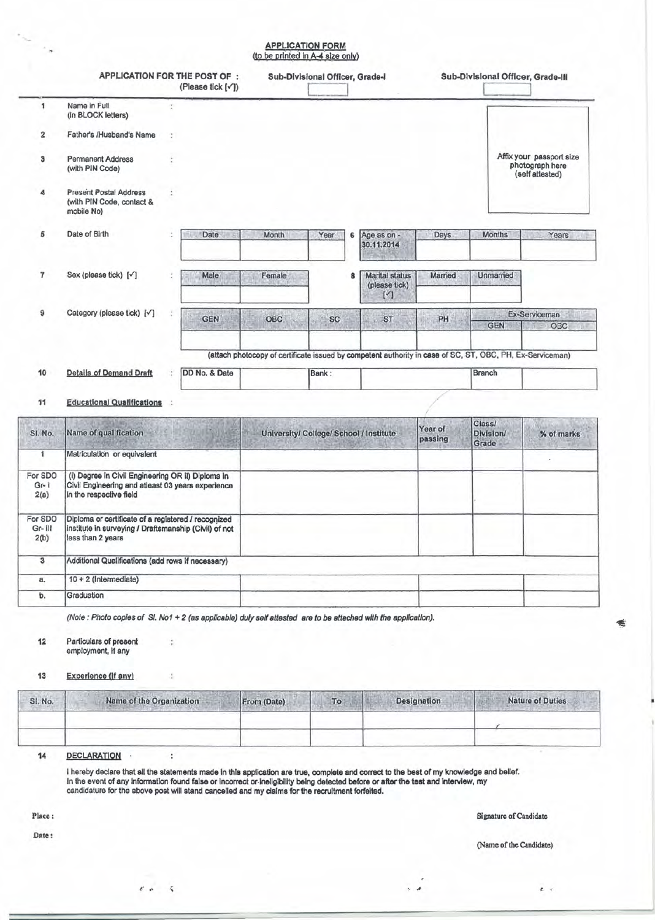# APPLICATION FORM

(to be printed in A-4 size only)

**APPLICATION FOR THE POST OF :** (Please tick [✓])    Sub-Divisional Officer, Grade-I [ ]    Sub-Divisional Officer, Grade-III [ ]

Affix your passport size photograph here (self attested)

| | | |
|---|---|---|
| 1 | Name in Full (In BLOCK letters) | : |
| 2 | Father's /Husband's Name | : |
| 3 | Permanent Address (with PIN Code) | : |
| 4 | Present Postal Address (with PIN Code, contact & mobile No) | : |

| 5 | Date of Birth | : | Date | Month | Year | 6 | Age as on - 30.11.2014 | Days | Months | Years |
|---|---|---|---|---|---|---|---|---|---|---|
| | | | | | | | | | | |

| 7 | Sex (please tick) [✓] | : | Male | Female | 8 | Marital status (please tick) [✓] | Married | Unmarried |
|---|---|---|---|---|---|---|---|---|
| | | | | | | | | |

| 9 | Category (please tick) [✓] | : | GEN | OBC | SC | ST | PH | Ex-Serviceman | |
|---|---|---|---|---|---|---|---|---|---|
| | | | | | | | | GEN | OBC |
| | | | | | | | | | |

(attach photocopy of certificate issued by competent authority in case of SC, ST, OBC, PH, Ex-Serviceman)

| 10 | Details of Demand Draft | : | DD No. & Date | | Bank : | | Branch | |
|---|---|---|---|---|---|---|---|---|

11 **Educational Qualifications** :

| Sl. No. | Name of qualification | University/ College/ School / Institute | Year of passing | Class/ Division/ Grade | % of marks |
|---|---|---|---|---|---|
| 1 | Matriculation or equivalent | | | | |
| For SDO Gr- I 2(a) | (i) Degree in Civil Engineering OR ii) Diploma in Civil Engineering and atleast 03 years experience in the respective field | | | | |
| For SDO Gr- III 2(b) | Diploma or certificate of a registered / recognized institute in surveying / Draftsmanship (Civil) of not less than 2 years | | | | |
| 3 | Additional Qualifications (add rows if necessary) | | | | |
| a. | 10 + 2 (Intermediate) | | | | |
| b. | Graduation | | | | |

*(Note : Photo copies of Sl. No1 + 2 (as applicable) duly self attested are to be attached with the application).*

12 Particulars of present employment, if any :

13 **Experience (if any)** :

| Sl. No. | Name of the Organization | From (Date) | To | Designation | Nature of Duties |
|---|---|---|---|---|---|
| | | | | | |
| | | | | | |

14 **DECLARATION** :

I hereby declare that all the statements made in this application are true, complete and correct to the best of my knowledge and belief. In the event of any information found false or incorrect or ineligibility being detected before or after the test and interview, my candidature for the above post will stand cancelled and my claims for the recruitment forfeited.

Place :

Date :

Signature of Candidate

(Name of the Candidate)